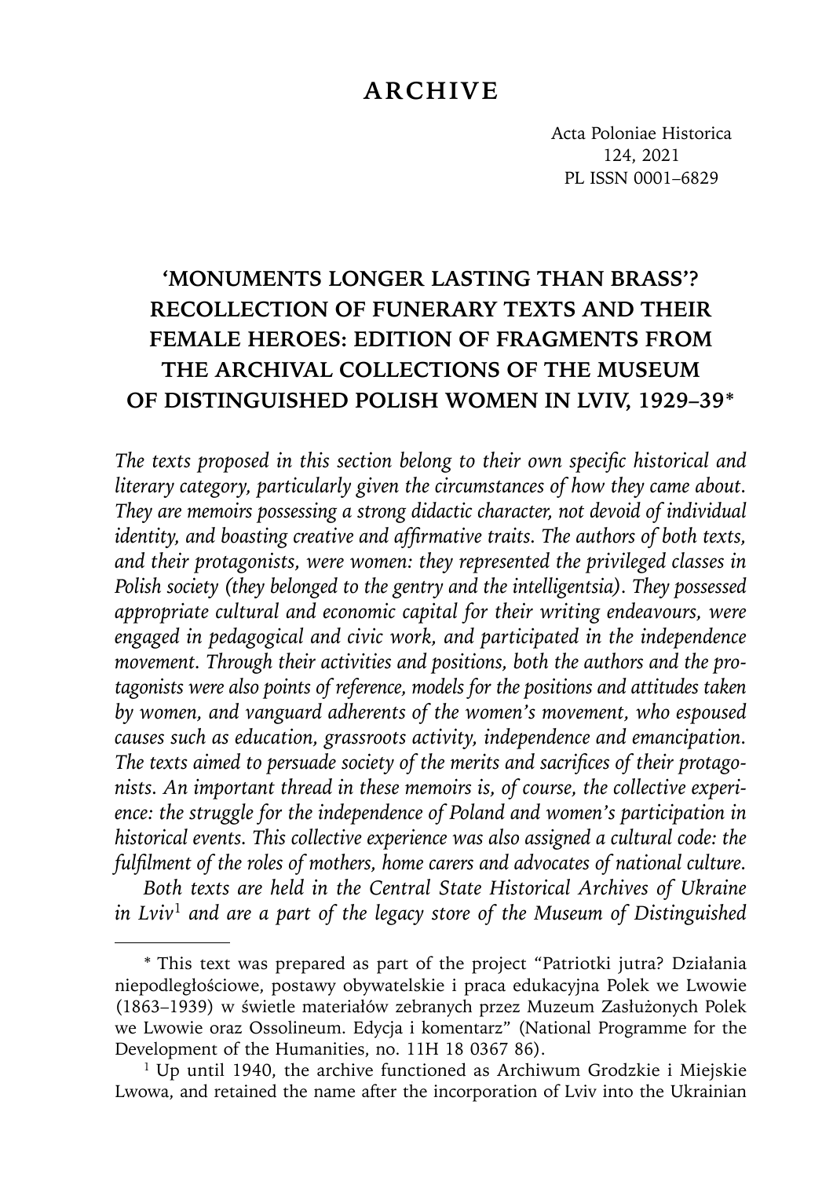# ARCHIVE

Acta Poloniae Historica
124, 2021
PL ISSN 0001–6829

## 'MONUMENTS LONGER LASTING THAN BRASS'? RECOLLECTION OF FUNERARY TEXTS AND THEIR FEMALE HEROES: EDITION OF FRAGMENTS FROM THE ARCHIVAL COLLECTIONS OF THE MUSEUM OF DISTINGUISHED POLISH WOMEN IN LVIV, 1929–39*

*The texts proposed in this section belong to their own specific historical and literary category, particularly given the circumstances of how they came about. They are memoirs possessing a strong didactic character, not devoid of individual identity, and boasting creative and affirmative traits. The authors of both texts, and their protagonists, were women: they represented the privileged classes in Polish society (they belonged to the gentry and the intelligentsia). They possessed appropriate cultural and economic capital for their writing endeavours, were engaged in pedagogical and civic work, and participated in the independence movement. Through their activities and positions, both the authors and the protagonists were also points of reference, models for the positions and attitudes taken by women, and vanguard adherents of the women's movement, who espoused causes such as education, grassroots activity, independence and emancipation. The texts aimed to persuade society of the merits and sacrifices of their protagonists. An important thread in these memoirs is, of course, the collective experience: the struggle for the independence of Poland and women's participation in historical events. This collective experience was also assigned a cultural code: the fulfilment of the roles of mothers, home carers and advocates of national culture.*

*Both texts are held in the Central State Historical Archives of Ukraine in Lviv*[1] *and are a part of the legacy store of the Museum of Distinguished*

---

\* This text was prepared as part of the project "Patriotki jutra? Działania niepodległościowe, postawy obywatelskie i praca edukacyjna Polek we Lwowie (1863–1939) w świetle materiałów zebranych przez Muzeum Zasłużonych Polek we Lwowie oraz Ossolineum. Edycja i komentarz" (National Programme for the Development of the Humanities, no. 11H 18 0367 86).

[1] Up until 1940, the archive functioned as Archiwum Grodzkie i Miejskie Lwowa, and retained the name after the incorporation of Lviv into the Ukrainian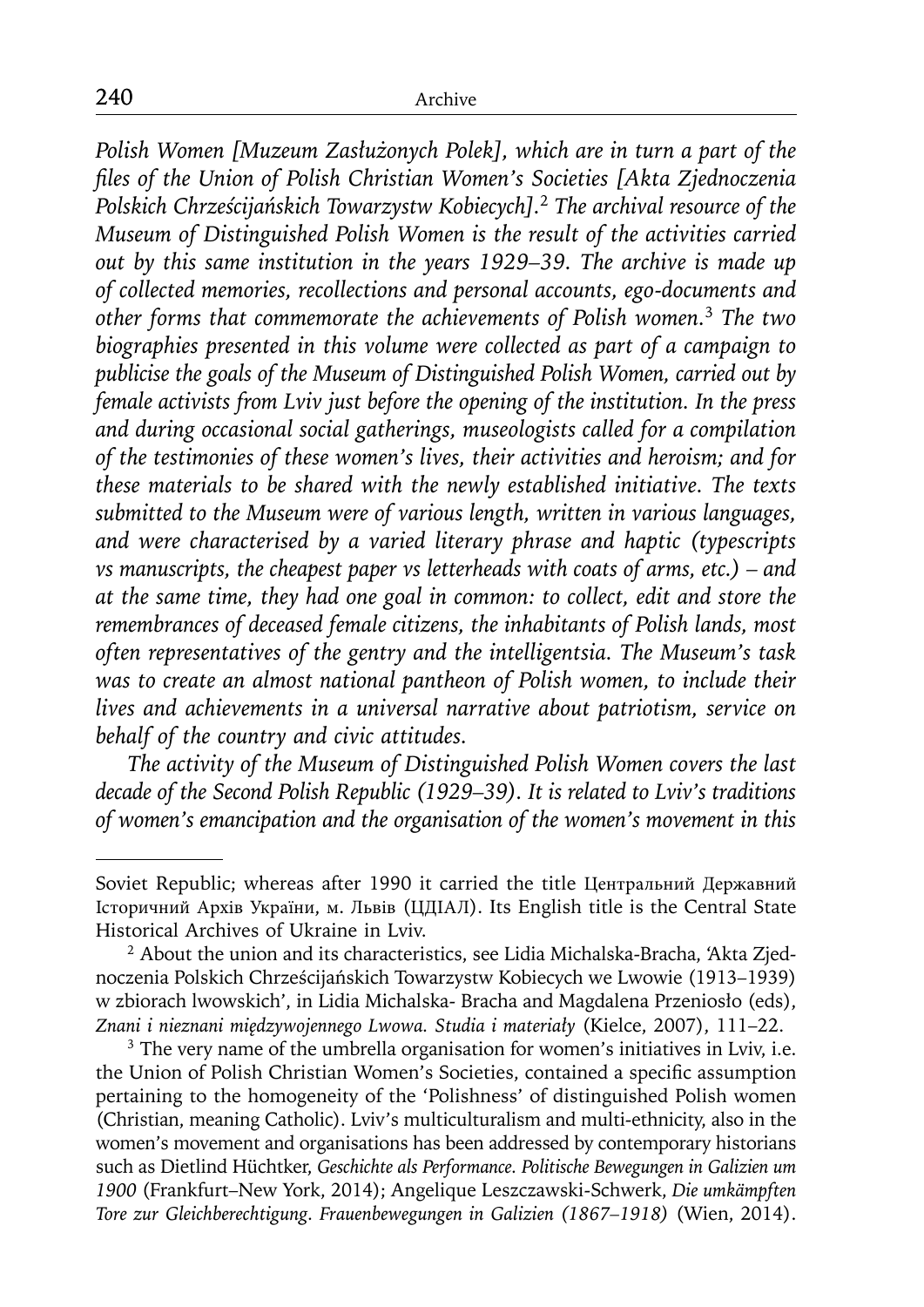*Polish Women [Muzeum Zasłużonych Polek], which are in turn a part of the files of the Union of Polish Christian Women's Societies [Akta Zjednoczenia Polskich Chrześcijańskich Towarzystw Kobiecych].*[2] *The archival resource of the Museum of Distinguished Polish Women is the result of the activities carried out by this same institution in the years 1929–39. The archive is made up of collected memories, recollections and personal accounts, ego-documents and other forms that commemorate the achievements of Polish women.*[3] *The two biographies presented in this volume were collected as part of a campaign to publicise the goals of the Museum of Distinguished Polish Women, carried out by female activists from Lviv just before the opening of the institution. In the press and during occasional social gatherings, museologists called for a compilation of the testimonies of these women's lives, their activities and heroism; and for these materials to be shared with the newly established initiative. The texts submitted to the Museum were of various length, written in various languages, and were characterised by a varied literary phrase and haptic (typescripts vs manuscripts, the cheapest paper vs letterheads with coats of arms, etc.) – and at the same time, they had one goal in common: to collect, edit and store the remembrances of deceased female citizens, the inhabitants of Polish lands, most often representatives of the gentry and the intelligentsia. The Museum's task was to create an almost national pantheon of Polish women, to include their lives and achievements in a universal narrative about patriotism, service on behalf of the country and civic attitudes.*

*The activity of the Museum of Distinguished Polish Women covers the last decade of the Second Polish Republic (1929–39). It is related to Lviv's traditions of women's emancipation and the organisation of the women's movement in this*

---

Soviet Republic; whereas after 1990 it carried the title Центральний Державний Історичний Архів України, м. Львів (ЦДІАЛ). Its English title is the Central State Historical Archives of Ukraine in Lviv.

[2] About the union and its characteristics, see Lidia Michalska-Bracha, 'Akta Zjednoczenia Polskich Chrześcijańskich Towarzystw Kobiecych we Lwowie (1913–1939) w zbiorach lwowskich', in Lidia Michalska- Bracha and Magdalena Przeniosło (eds), *Znani i nieznani międzywojennego Lwowa. Studia i materiały* (Kielce, 2007), 111–22.

[3] The very name of the umbrella organisation for women's initiatives in Lviv, i.e. the Union of Polish Christian Women's Societies, contained a specific assumption pertaining to the homogeneity of the 'Polishness' of distinguished Polish women (Christian, meaning Catholic). Lviv's multiculturalism and multi-ethnicity, also in the women's movement and organisations has been addressed by contemporary historians such as Dietlind Hüchtker, *Geschichte als Performance. Politische Bewegungen in Galizien um 1900* (Frankfurt–New York, 2014); Angelique Leszczawski-Schwerk, *Die umkämpften Tore zur Gleichberechtigung. Frauenbewegungen in Galizien (1867–1918)* (Wien, 2014).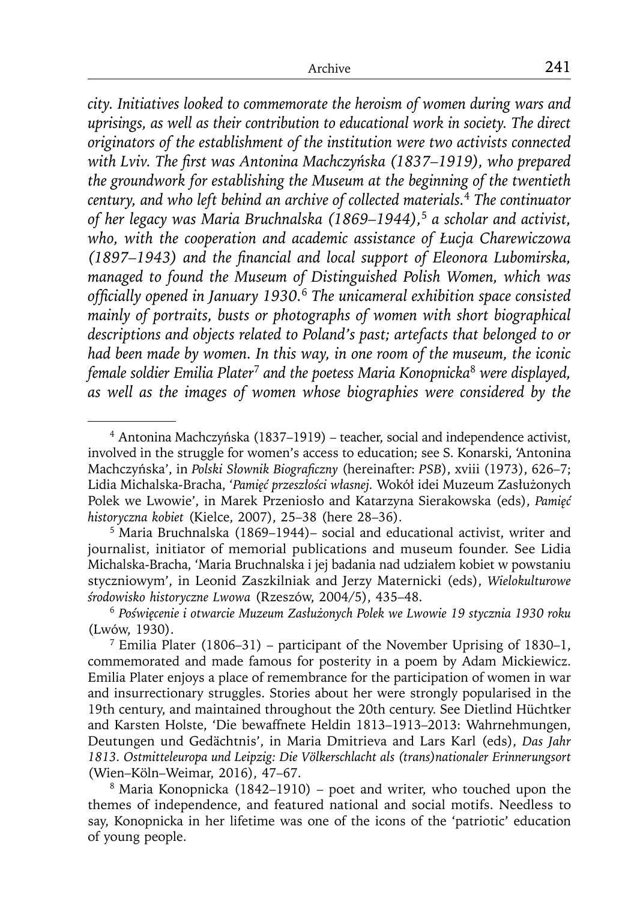*city. Initiatives looked to commemorate the heroism of women during wars and uprisings, as well as their contribution to educational work in society. The direct originators of the establishment of the institution were two activists connected with Lviv. The first was Antonina Machczyńska (1837–1919), who prepared the groundwork for establishing the Museum at the beginning of the twentieth century, and who left behind an archive of collected materials.*[4] *The continuator of her legacy was Maria Bruchnalska (1869–1944),*[5] *a scholar and activist, who, with the cooperation and academic assistance of Łucja Charewiczowa (1897–1943) and the financial and local support of Eleonora Lubomirska, managed to found the Museum of Distinguished Polish Women, which was officially opened in January 1930.*[6] *The unicameral exhibition space consisted mainly of portraits, busts or photographs of women with short biographical descriptions and objects related to Poland's past; artefacts that belonged to or had been made by women. In this way, in one room of the museum, the iconic female soldier Emilia Plater*[7] *and the poetess Maria Konopnicka*[8] *were displayed, as well as the images of women whose biographies were considered by the*

---

[4] Antonina Machczyńska (1837–1919) – teacher, social and independence activist, involved in the struggle for women's access to education; see S. Konarski, 'Antonina Machczyńska', in *Polski Słownik Biograficzny* (hereinafter: *PSB*), xviii (1973), 626–7; Lidia Michalska-Bracha, '*Pamięć przeszłości własnej*. Wokół idei Muzeum Zasłużonych Polek we Lwowie', in Marek Przeniosło and Katarzyna Sierakowska (eds), *Pamięć historyczna kobiet* (Kielce, 2007), 25–38 (here 28–36).

[5] Maria Bruchnalska (1869–1944)– social and educational activist, writer and journalist, initiator of memorial publications and museum founder. See Lidia Michalska-Bracha, 'Maria Bruchnalska i jej badania nad udziałem kobiet w powstaniu styczniowym', in Leonid Zaszkilniak and Jerzy Maternicki (eds), *Wielokulturowe środowisko historyczne Lwowa* (Rzeszów, 2004/5), 435–48.

[6] *Poświęcenie i otwarcie Muzeum Zasłużonych Polek we Lwowie 19 stycznia 1930 roku* (Lwów, 1930).

[7] Emilia Plater (1806–31) – participant of the November Uprising of 1830–1, commemorated and made famous for posterity in a poem by Adam Mickiewicz. Emilia Plater enjoys a place of remembrance for the participation of women in war and insurrectionary struggles. Stories about her were strongly popularised in the 19th century, and maintained throughout the 20th century. See Dietlind Hüchtker and Karsten Holste, 'Die bewaffnete Heldin 1813–1913–2013: Wahrnehmungen, Deutungen und Gedächtnis', in Maria Dmitrieva and Lars Karl (eds), *Das Jahr 1813. Ostmitteleuropa und Leipzig: Die Völkerschlacht als (trans)nationaler Erinnerungsort* (Wien–Köln–Weimar, 2016), 47–67.

[8] Maria Konopnicka (1842–1910) – poet and writer, who touched upon the themes of independence, and featured national and social motifs. Needless to say, Konopnicka in her lifetime was one of the icons of the 'patriotic' education of young people.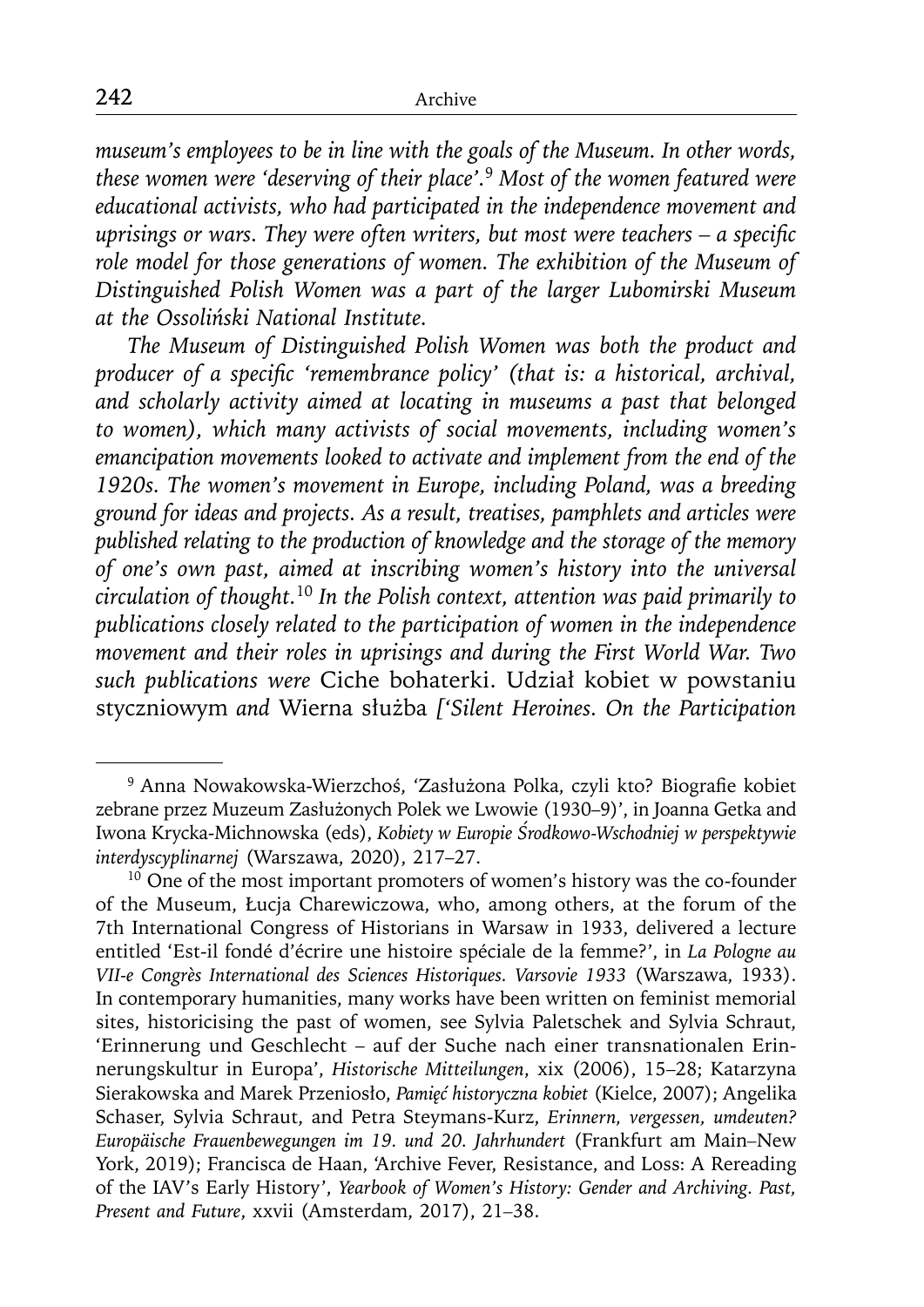*museum's employees to be in line with the goals of the Museum. In other words, these women were 'deserving of their place'.*[9] *Most of the women featured were educational activists, who had participated in the independence movement and uprisings or wars. They were often writers, but most were teachers – a specific role model for those generations of women. The exhibition of the Museum of Distinguished Polish Women was a part of the larger Lubomirski Museum at the Ossoliński National Institute.*

*The Museum of Distinguished Polish Women was both the product and producer of a specific 'remembrance policy' (that is: a historical, archival, and scholarly activity aimed at locating in museums a past that belonged to women), which many activists of social movements, including women's emancipation movements looked to activate and implement from the end of the 1920s. The women's movement in Europe, including Poland, was a breeding ground for ideas and projects. As a result, treatises, pamphlets and articles were published relating to the production of knowledge and the storage of the memory of one's own past, aimed at inscribing women's history into the universal circulation of thought.*[10] *In the Polish context, attention was paid primarily to publications closely related to the participation of women in the independence movement and their roles in uprisings and during the First World War. Two such publications were* Ciche bohaterki. Udział kobiet w powstaniu styczniowym *and* Wierna służba *['Silent Heroines. On the Participation*

---

[9] Anna Nowakowska-Wierzchoś, 'Zasłużona Polka, czyli kto? Biografie kobiet zebrane przez Muzeum Zasłużonych Polek we Lwowie (1930–9)', in Joanna Getka and Iwona Krycka-Michnowska (eds), *Kobiety w Europie Środkowo-Wschodniej w perspektywie interdyscyplinarnej* (Warszawa, 2020), 217–27.

[10] One of the most important promoters of women's history was the co-founder of the Museum, Łucja Charewiczowa, who, among others, at the forum of the 7th International Congress of Historians in Warsaw in 1933, delivered a lecture entitled 'Est-il fondé d'écrire une histoire spéciale de la femme?', in *La Pologne au VII-e Congrès International des Sciences Historiques. Varsovie 1933* (Warszawa, 1933). In contemporary humanities, many works have been written on feminist memorial sites, historicising the past of women, see Sylvia Paletschek and Sylvia Schraut, 'Erinnerung und Geschlecht – auf der Suche nach einer transnationalen Erinnerungskultur in Europa', *Historische Mitteilungen*, xix (2006), 15–28; Katarzyna Sierakowska and Marek Przeniosło, *Pamięć historyczna kobiet* (Kielce, 2007); Angelika Schaser, Sylvia Schraut, and Petra Steymans-Kurz, *Erinnern, vergessen, umdeuten? Europäische Frauenbewegungen im 19. und 20. Jahrhundert* (Frankfurt am Main–New York, 2019); Francisca de Haan, 'Archive Fever, Resistance, and Loss: A Rereading of the IAV's Early History', *Yearbook of Women's History: Gender and Archiving. Past, Present and Future*, xxvii (Amsterdam, 2017), 21–38.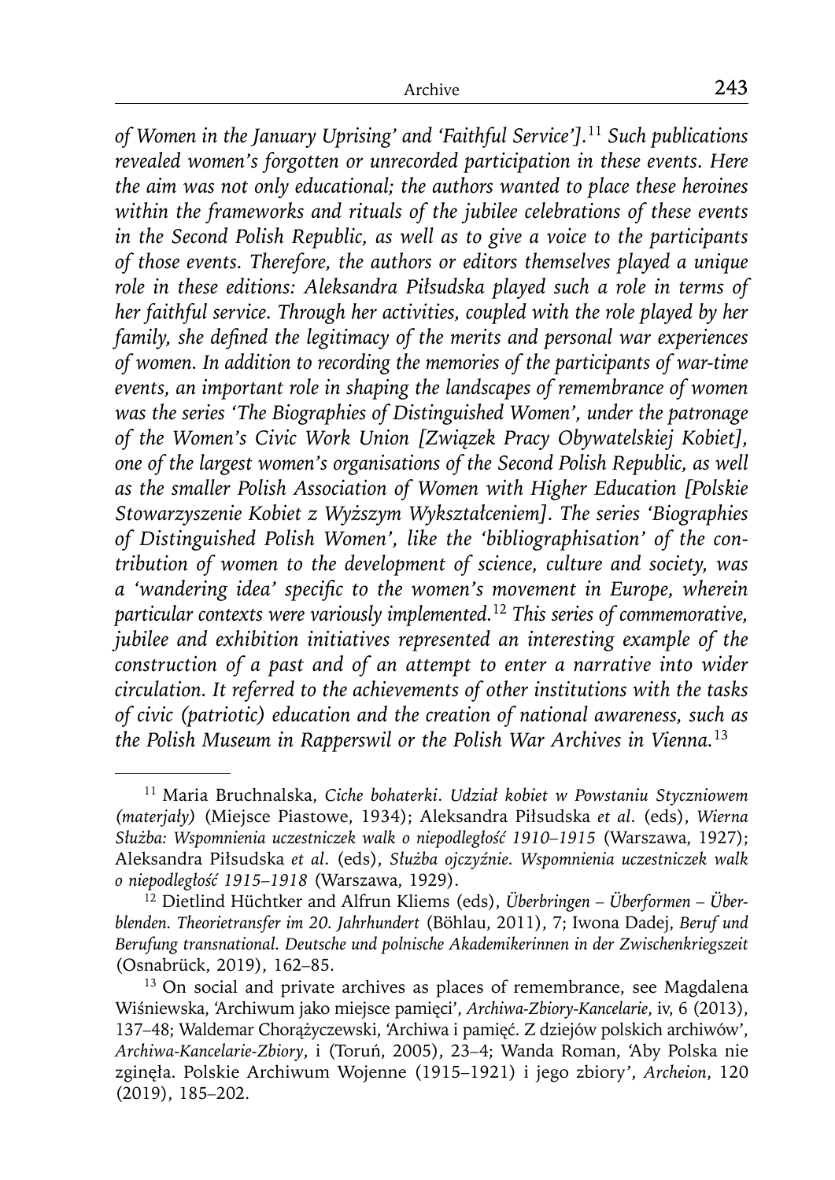*of Women in the January Uprising' and 'Faithful Service'].*[11] *Such publications revealed women's forgotten or unrecorded participation in these events. Here the aim was not only educational; the authors wanted to place these heroines within the frameworks and rituals of the jubilee celebrations of these events in the Second Polish Republic, as well as to give a voice to the participants of those events. Therefore, the authors or editors themselves played a unique role in these editions: Aleksandra Piłsudska played such a role in terms of her faithful service. Through her activities, coupled with the role played by her family, she defined the legitimacy of the merits and personal war experiences of women. In addition to recording the memories of the participants of war-time events, an important role in shaping the landscapes of remembrance of women was the series 'The Biographies of Distinguished Women', under the patronage of the Women's Civic Work Union [Związek Pracy Obywatelskiej Kobiet], one of the largest women's organisations of the Second Polish Republic, as well as the smaller Polish Association of Women with Higher Education [Polskie Stowarzyszenie Kobiet z Wyższym Wykształceniem]. The series 'Biographies of Distinguished Polish Women', like the 'bibliographisation' of the contribution of women to the development of science, culture and society, was a 'wandering idea' specific to the women's movement in Europe, wherein particular contexts were variously implemented.*[12] *This series of commemorative, jubilee and exhibition initiatives represented an interesting example of the construction of a past and of an attempt to enter a narrative into wider circulation. It referred to the achievements of other institutions with the tasks of civic (patriotic) education and the creation of national awareness, such as the Polish Museum in Rapperswil or the Polish War Archives in Vienna.*[13]

---

[11] Maria Bruchnalska, *Ciche bohaterki. Udział kobiet w Powstaniu Styczniowem (materjały)* (Miejsce Piastowe, 1934); Aleksandra Piłsudska *et al.* (eds), *Wierna Służba: Wspomnienia uczestniczek walk o niepodległość 1910–1915* (Warszawa, 1927); Aleksandra Piłsudska *et al.* (eds), *Służba ojczyźnie. Wspomnienia uczestniczek walk o niepodległość 1915–1918* (Warszawa, 1929).

[12] Dietlind Hüchtker and Alfrun Kliems (eds), *Überbringen – Überformen – Überblenden. Theorietransfer im 20. Jahrhundert* (Böhlau, 2011), 7; Iwona Dadej, *Beruf und Berufung transnational. Deutsche und polnische Akademikerinnen in der Zwischenkriegszeit* (Osnabrück, 2019), 162–85.

[13] On social and private archives as places of remembrance, see Magdalena Wiśniewska, 'Archiwum jako miejsce pamięci', *Archiwa-Zbiory-Kancelarie*, iv, 6 (2013), 137–48; Waldemar Chorążyczewski, 'Archiwa i pamięć. Z dziejów polskich archiwów', *Archiwa-Kancelarie-Zbiory*, i (Toruń, 2005), 23–4; Wanda Roman, 'Aby Polska nie zginęła. Polskie Archiwum Wojenne (1915–1921) i jego zbiory', *Archeion*, 120 (2019), 185–202.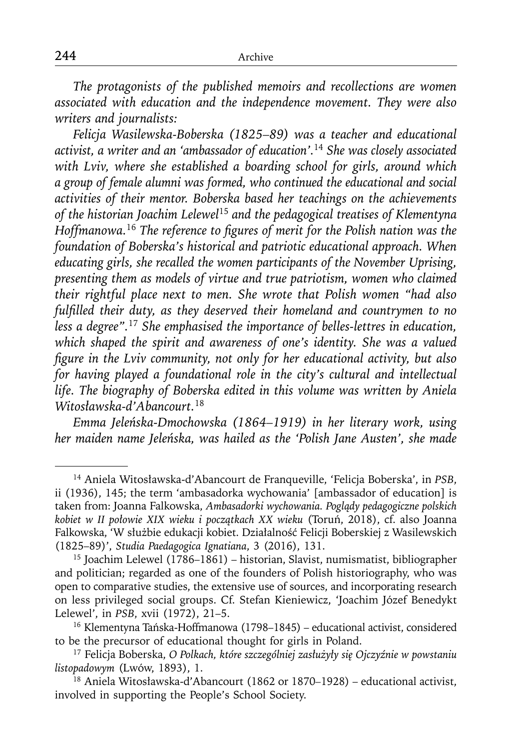*The protagonists of the published memoirs and recollections are women associated with education and the independence movement. They were also writers and journalists:*

*Felicja Wasilewska-Boberska (1825–89) was a teacher and educational activist, a writer and an 'ambassador of education'.*[14] *She was closely associated with Lviv, where she established a boarding school for girls, around which a group of female alumni was formed, who continued the educational and social activities of their mentor. Boberska based her teachings on the achievements of the historian Joachim Lelewel*[15] *and the pedagogical treatises of Klementyna Hoffmanowa.*[16] *The reference to figures of merit for the Polish nation was the foundation of Boberska's historical and patriotic educational approach. When educating girls, she recalled the women participants of the November Uprising, presenting them as models of virtue and true patriotism, women who claimed their rightful place next to men. She wrote that Polish women "had also fulfilled their duty, as they deserved their homeland and countrymen to no less a degree".*[17] *She emphasised the importance of belles-lettres in education, which shaped the spirit and awareness of one's identity. She was a valued figure in the Lviv community, not only for her educational activity, but also for having played a foundational role in the city's cultural and intellectual life. The biography of Boberska edited in this volume was written by Aniela Witosławska-d'Abancourt.*[18]

*Emma Jeleńska-Dmochowska (1864–1919) in her literary work, using her maiden name Jeleńska, was hailed as the 'Polish Jane Austen', she made*

---

[14] Aniela Witosławska-d'Abancourt de Franqueville, 'Felicja Boberska', in *PSB*, ii (1936), 145; the term 'ambasadorka wychowania' [ambassador of education] is taken from: Joanna Falkowska, *Ambasadorki wychowania. Poglądy pedagogiczne polskich kobiet w II połowie XIX wieku i początkach XX wieku* (Toruń, 2018), cf. also Joanna Falkowska, 'W służbie edukacji kobiet. Działalność Felicji Boberskiej z Wasilewskich (1825–89)', *Studia Paedagogica Ignatiana*, 3 (2016), 131.

[15] Joachim Lelewel (1786–1861) – historian, Slavist, numismatist, bibliographer and politician; regarded as one of the founders of Polish historiography, who was open to comparative studies, the extensive use of sources, and incorporating research on less privileged social groups. Cf. Stefan Kieniewicz, 'Joachim Józef Benedykt Lelewel', in *PSB*, xvii (1972), 21–5.

[16] Klementyna Tańska-Hoffmanowa (1798–1845) – educational activist, considered to be the precursor of educational thought for girls in Poland.

[17] Felicja Boberska, *O Polkach, które szczególniej zasłużyły się Ojczyźnie w powstaniu listopadowym* (Lwów, 1893), 1.

[18] Aniela Witosławska-d'Abancourt (1862 or 1870–1928) – educational activist, involved in supporting the People's School Society.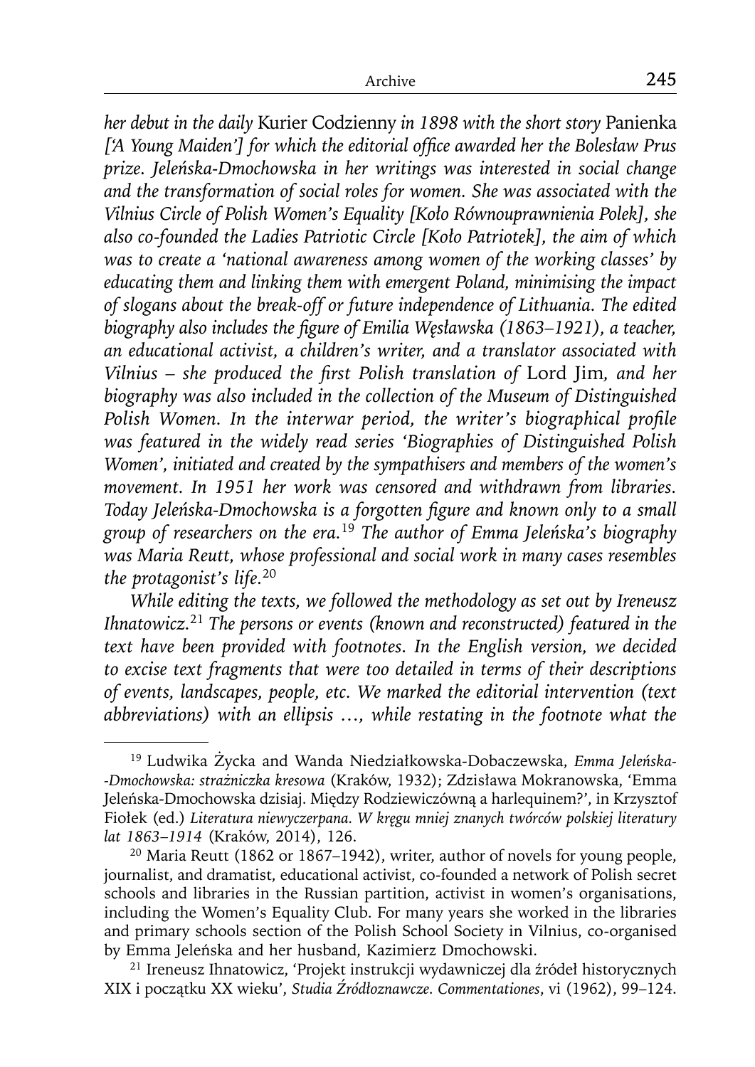*her debut in the daily* Kurier Codzienny *in 1898 with the short story* Panienka *['A Young Maiden'] for which the editorial office awarded her the Bolesław Prus prize. Jeleńska-Dmochowska in her writings was interested in social change and the transformation of social roles for women. She was associated with the Vilnius Circle of Polish Women's Equality [Koło Równouprawnienia Polek], she also co-founded the Ladies Patriotic Circle [Koło Patriotek], the aim of which was to create a 'national awareness among women of the working classes' by educating them and linking them with emergent Poland, minimising the impact of slogans about the break-off or future independence of Lithuania. The edited biography also includes the figure of Emilia Węsławska (1863–1921), a teacher, an educational activist, a children's writer, and a translator associated with Vilnius – she produced the first Polish translation of* Lord Jim, *and her biography was also included in the collection of the Museum of Distinguished Polish Women. In the interwar period, the writer's biographical profile was featured in the widely read series 'Biographies of Distinguished Polish Women', initiated and created by the sympathisers and members of the women's movement. In 1951 her work was censored and withdrawn from libraries. Today Jeleńska-Dmochowska is a forgotten figure and known only to a small group of researchers on the era.*[19] *The author of Emma Jeleńska's biography was Maria Reutt, whose professional and social work in many cases resembles the protagonist's life.*[20]

*While editing the texts, we followed the methodology as set out by Ireneusz Ihnatowicz.*[21] *The persons or events (known and reconstructed) featured in the text have been provided with footnotes. In the English version, we decided to excise text fragments that were too detailed in terms of their descriptions of events, landscapes, people, etc. We marked the editorial intervention (text abbreviations) with an ellipsis …, while restating in the footnote what the*

---

[19] Ludwika Życka and Wanda Niedziałkowska-Dobaczewska, *Emma Jeleńska--Dmochowska: strażniczka kresowa* (Kraków, 1932); Zdzisława Mokranowska, 'Emma Jeleńska-Dmochowska dzisiaj. Między Rodziewiczówną a harlequinem?', in Krzysztof Fiołek (ed.) *Literatura niewyczerpana. W kręgu mniej znanych twórców polskiej literatury lat 1863–1914* (Kraków, 2014), 126.

[20] Maria Reutt (1862 or 1867–1942), writer, author of novels for young people, journalist, and dramatist, educational activist, co-founded a network of Polish secret schools and libraries in the Russian partition, activist in women's organisations, including the Women's Equality Club. For many years she worked in the libraries and primary schools section of the Polish School Society in Vilnius, co-organised by Emma Jeleńska and her husband, Kazimierz Dmochowski.

[21] Ireneusz Ihnatowicz, 'Projekt instrukcji wydawniczej dla źródeł historycznych XIX i początku XX wieku', *Studia Źródłoznawcze. Commentationes*, vi (1962), 99–124.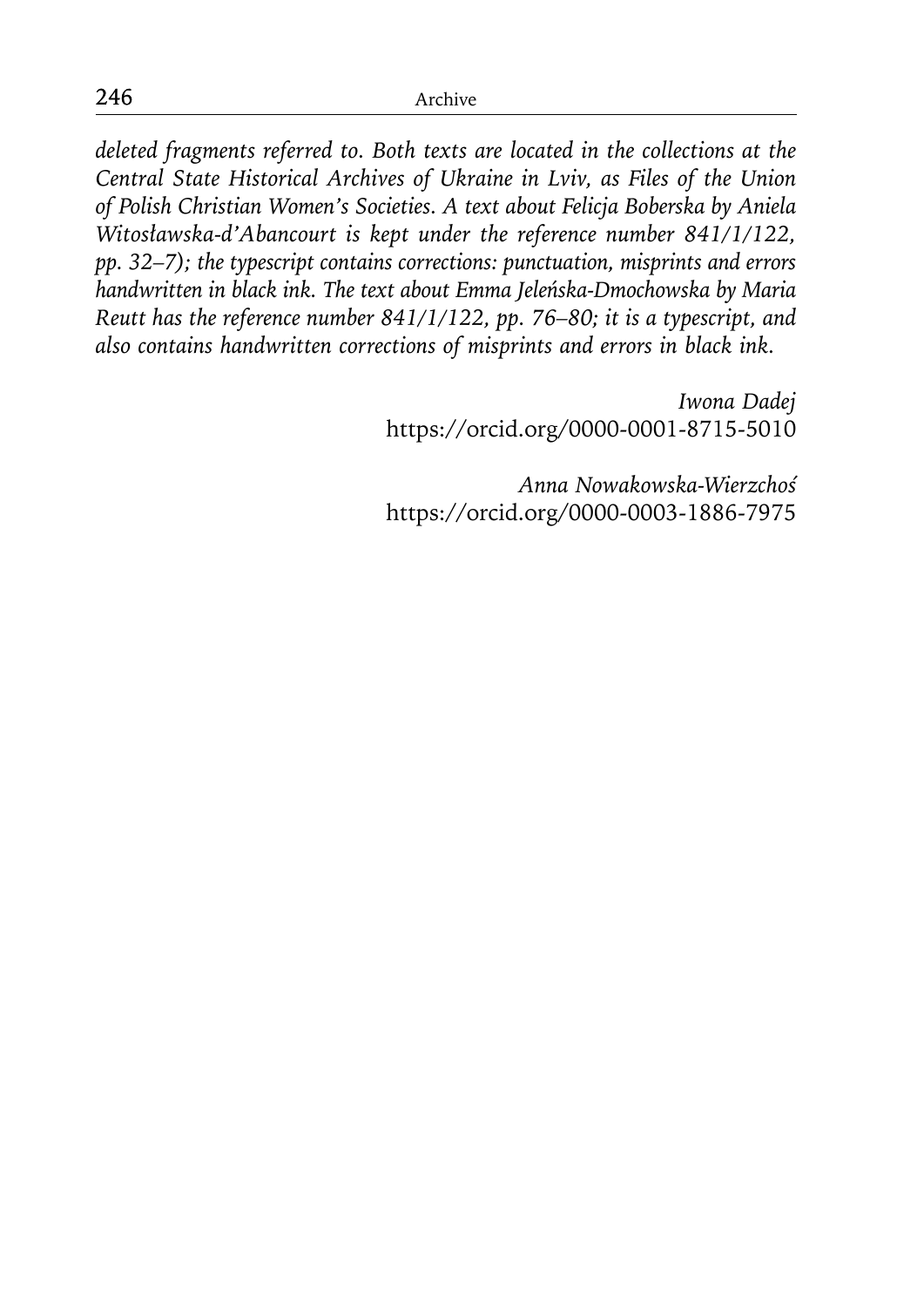*deleted fragments referred to. Both texts are located in the collections at the Central State Historical Archives of Ukraine in Lviv, as Files of the Union of Polish Christian Women's Societies. A text about Felicja Boberska by Aniela Witosławska-d'Abancourt is kept under the reference number 841/1/122, pp. 32–7); the typescript contains corrections: punctuation, misprints and errors handwritten in black ink. The text about Emma Jeleńska-Dmochowska by Maria Reutt has the reference number 841/1/122, pp. 76–80; it is a typescript, and also contains handwritten corrections of misprints and errors in black ink.*

*Iwona Dadej*
https://orcid.org/0000-0001-8715-5010

*Anna Nowakowska-Wierzchoś*
https://orcid.org/0000-0003-1886-7975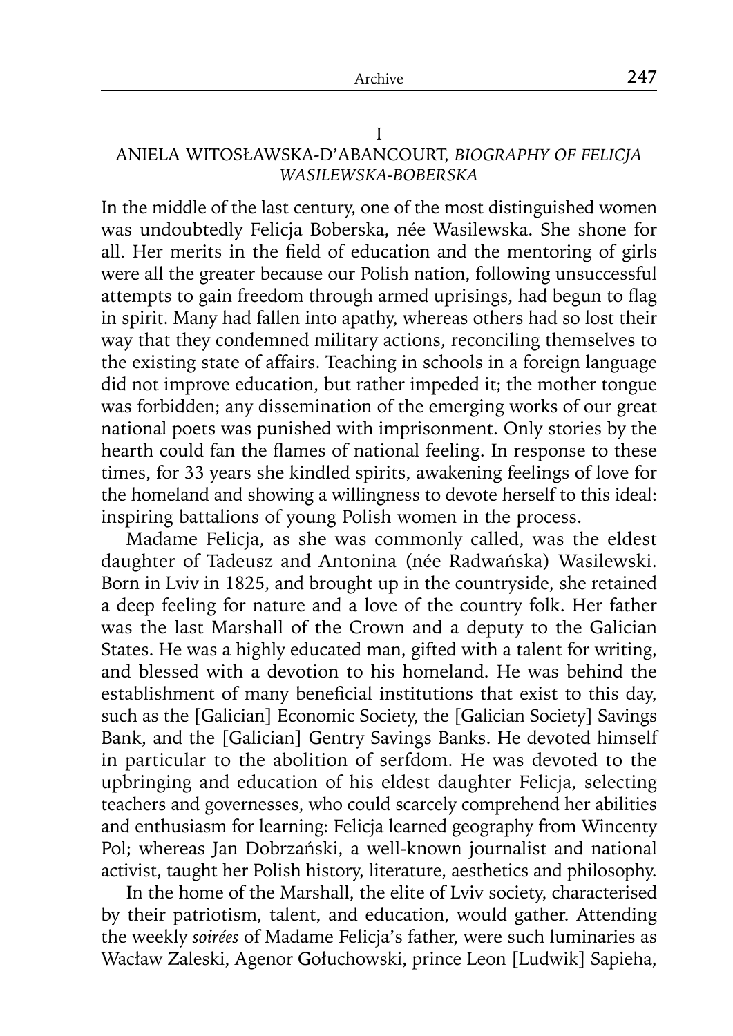## I
## ANIELA WITOSŁAWSKA-D'ABANCOURT, *BIOGRAPHY OF FELICJA WASILEWSKA-BOBERSKA*

In the middle of the last century, one of the most distinguished women was undoubtedly Felicja Boberska, née Wasilewska. She shone for all. Her merits in the field of education and the mentoring of girls were all the greater because our Polish nation, following unsuccessful attempts to gain freedom through armed uprisings, had begun to flag in spirit. Many had fallen into apathy, whereas others had so lost their way that they condemned military actions, reconciling themselves to the existing state of affairs. Teaching in schools in a foreign language did not improve education, but rather impeded it; the mother tongue was forbidden; any dissemination of the emerging works of our great national poets was punished with imprisonment. Only stories by the hearth could fan the flames of national feeling. In response to these times, for 33 years she kindled spirits, awakening feelings of love for the homeland and showing a willingness to devote herself to this ideal: inspiring battalions of young Polish women in the process.

Madame Felicja, as she was commonly called, was the eldest daughter of Tadeusz and Antonina (née Radwańska) Wasilewski. Born in Lviv in 1825, and brought up in the countryside, she retained a deep feeling for nature and a love of the country folk. Her father was the last Marshall of the Crown and a deputy to the Galician States. He was a highly educated man, gifted with a talent for writing, and blessed with a devotion to his homeland. He was behind the establishment of many beneficial institutions that exist to this day, such as the [Galician] Economic Society, the [Galician Society] Savings Bank, and the [Galician] Gentry Savings Banks. He devoted himself in particular to the abolition of serfdom. He was devoted to the upbringing and education of his eldest daughter Felicja, selecting teachers and governesses, who could scarcely comprehend her abilities and enthusiasm for learning: Felicja learned geography from Wincenty Pol; whereas Jan Dobrzański, a well-known journalist and national activist, taught her Polish history, literature, aesthetics and philosophy.

In the home of the Marshall, the elite of Lviv society, characterised by their patriotism, talent, and education, would gather. Attending the weekly *soirées* of Madame Felicja's father, were such luminaries as Wacław Zaleski, Agenor Gołuchowski, prince Leon [Ludwik] Sapieha,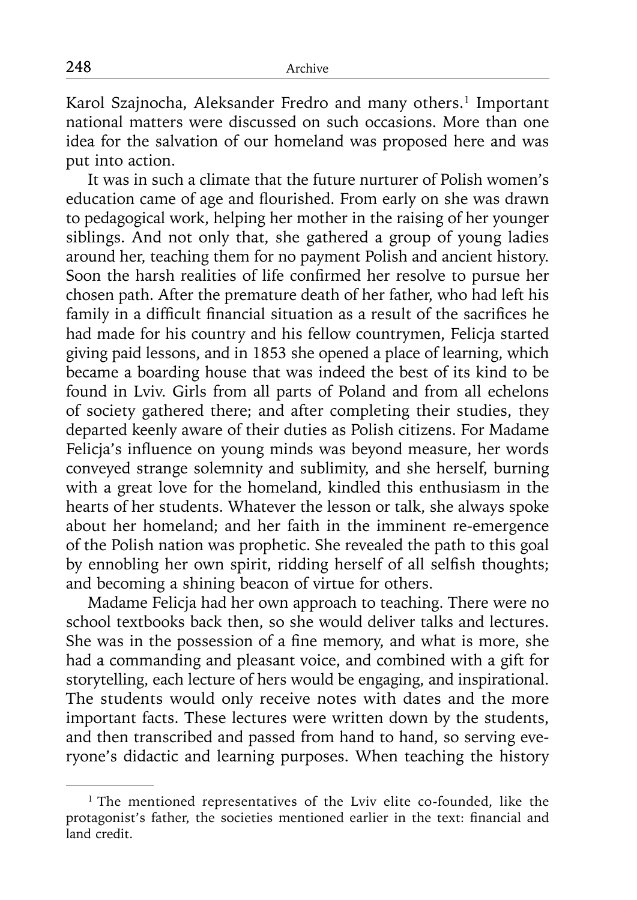Karol Szajnocha, Aleksander Fredro and many others.[1] Important national matters were discussed on such occasions. More than one idea for the salvation of our homeland was proposed here and was put into action.

It was in such a climate that the future nurturer of Polish women's education came of age and flourished. From early on she was drawn to pedagogical work, helping her mother in the raising of her younger siblings. And not only that, she gathered a group of young ladies around her, teaching them for no payment Polish and ancient history. Soon the harsh realities of life confirmed her resolve to pursue her chosen path. After the premature death of her father, who had left his family in a difficult financial situation as a result of the sacrifices he had made for his country and his fellow countrymen, Felicja started giving paid lessons, and in 1853 she opened a place of learning, which became a boarding house that was indeed the best of its kind to be found in Lviv. Girls from all parts of Poland and from all echelons of society gathered there; and after completing their studies, they departed keenly aware of their duties as Polish citizens. For Madame Felicja's influence on young minds was beyond measure, her words conveyed strange solemnity and sublimity, and she herself, burning with a great love for the homeland, kindled this enthusiasm in the hearts of her students. Whatever the lesson or talk, she always spoke about her homeland; and her faith in the imminent re-emergence of the Polish nation was prophetic. She revealed the path to this goal by ennobling her own spirit, ridding herself of all selfish thoughts; and becoming a shining beacon of virtue for others.

Madame Felicja had her own approach to teaching. There were no school textbooks back then, so she would deliver talks and lectures. She was in the possession of a fine memory, and what is more, she had a commanding and pleasant voice, and combined with a gift for storytelling, each lecture of hers would be engaging, and inspirational. The students would only receive notes with dates and the more important facts. These lectures were written down by the students, and then transcribed and passed from hand to hand, so serving everyone's didactic and learning purposes. When teaching the history

[1] The mentioned representatives of the Lviv elite co-founded, like the protagonist's father, the societies mentioned earlier in the text: financial and land credit.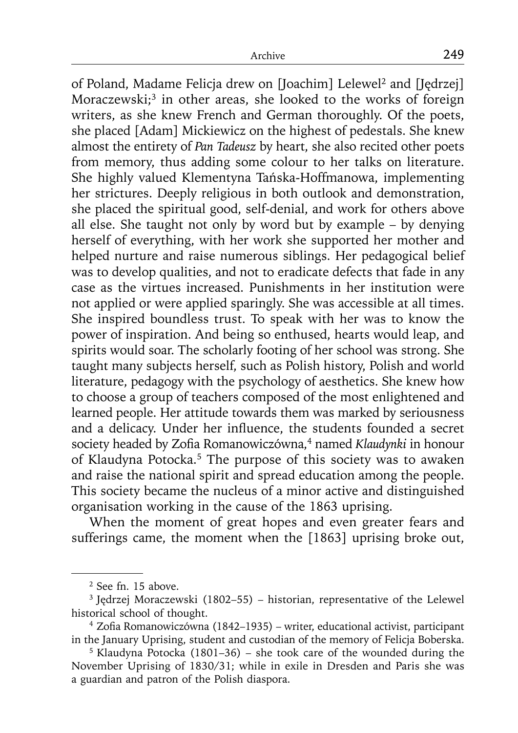of Poland, Madame Felicja drew on [Joachim] Lelewel[2] and [Jędrzej] Moraczewski;[3] in other areas, she looked to the works of foreign writers, as she knew French and German thoroughly. Of the poets, she placed [Adam] Mickiewicz on the highest of pedestals. She knew almost the entirety of *Pan Tadeusz* by heart, she also recited other poets from memory, thus adding some colour to her talks on literature. She highly valued Klementyna Tańska-Hoffmanowa, implementing her strictures. Deeply religious in both outlook and demonstration, she placed the spiritual good, self-denial, and work for others above all else. She taught not only by word but by example – by denying herself of everything, with her work she supported her mother and helped nurture and raise numerous siblings. Her pedagogical belief was to develop qualities, and not to eradicate defects that fade in any case as the virtues increased. Punishments in her institution were not applied or were applied sparingly. She was accessible at all times. She inspired boundless trust. To speak with her was to know the power of inspiration. And being so enthused, hearts would leap, and spirits would soar. The scholarly footing of her school was strong. She taught many subjects herself, such as Polish history, Polish and world literature, pedagogy with the psychology of aesthetics. She knew how to choose a group of teachers composed of the most enlightened and learned people. Her attitude towards them was marked by seriousness and a delicacy. Under her influence, the students founded a secret society headed by Zofia Romanowiczówna,[4] named *Klaudynki* in honour of Klaudyna Potocka.[5] The purpose of this society was to awaken and raise the national spirit and spread education among the people. This society became the nucleus of a minor active and distinguished organisation working in the cause of the 1863 uprising.

When the moment of great hopes and even greater fears and sufferings came, the moment when the [1863] uprising broke out,

---

[2] See fn. 15 above.

[3] Jędrzej Moraczewski (1802–55) – historian, representative of the Lelewel historical school of thought.

[4] Zofia Romanowiczówna (1842–1935) – writer, educational activist, participant in the January Uprising, student and custodian of the memory of Felicja Boberska.

[5] Klaudyna Potocka (1801–36) – she took care of the wounded during the November Uprising of 1830/31; while in exile in Dresden and Paris she was a guardian and patron of the Polish diaspora.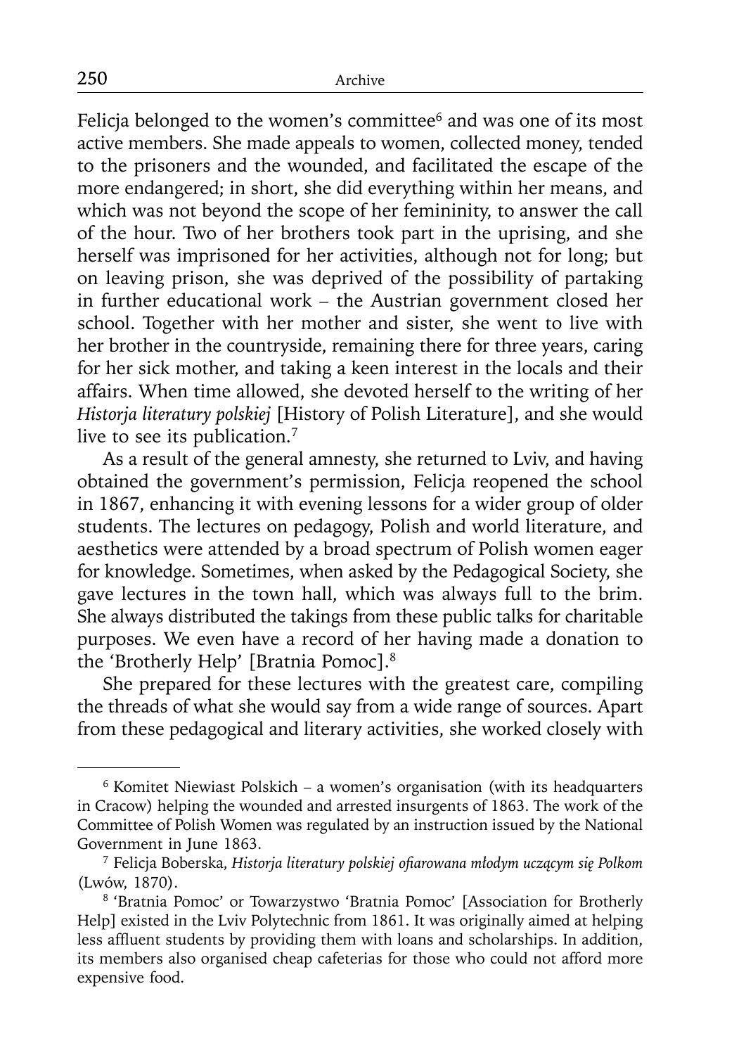Felicja belonged to the women's committee[6] and was one of its most active members. She made appeals to women, collected money, tended to the prisoners and the wounded, and facilitated the escape of the more endangered; in short, she did everything within her means, and which was not beyond the scope of her femininity, to answer the call of the hour. Two of her brothers took part in the uprising, and she herself was imprisoned for her activities, although not for long; but on leaving prison, she was deprived of the possibility of partaking in further educational work – the Austrian government closed her school. Together with her mother and sister, she went to live with her brother in the countryside, remaining there for three years, caring for her sick mother, and taking a keen interest in the locals and their affairs. When time allowed, she devoted herself to the writing of her *Historja literatury polskiej* [History of Polish Literature], and she would live to see its publication.[7]

As a result of the general amnesty, she returned to Lviv, and having obtained the government's permission, Felicja reopened the school in 1867, enhancing it with evening lessons for a wider group of older students. The lectures on pedagogy, Polish and world literature, and aesthetics were attended by a broad spectrum of Polish women eager for knowledge. Sometimes, when asked by the Pedagogical Society, she gave lectures in the town hall, which was always full to the brim. She always distributed the takings from these public talks for charitable purposes. We even have a record of her having made a donation to the 'Brotherly Help' [Bratnia Pomoc].[8]

She prepared for these lectures with the greatest care, compiling the threads of what she would say from a wide range of sources. Apart from these pedagogical and literary activities, she worked closely with

---

[6] Komitet Niewiast Polskich – a women's organisation (with its headquarters in Cracow) helping the wounded and arrested insurgents of 1863. The work of the Committee of Polish Women was regulated by an instruction issued by the National Government in June 1863.

[7] Felicja Boberska, *Historja literatury polskiej ofiarowana młodym uczącym się Polkom* (Lwów, 1870).

[8] 'Bratnia Pomoc' or Towarzystwo 'Bratnia Pomoc' [Association for Brotherly Help] existed in the Lviv Polytechnic from 1861. It was originally aimed at helping less affluent students by providing them with loans and scholarships. In addition, its members also organised cheap cafeterias for those who could not afford more expensive food.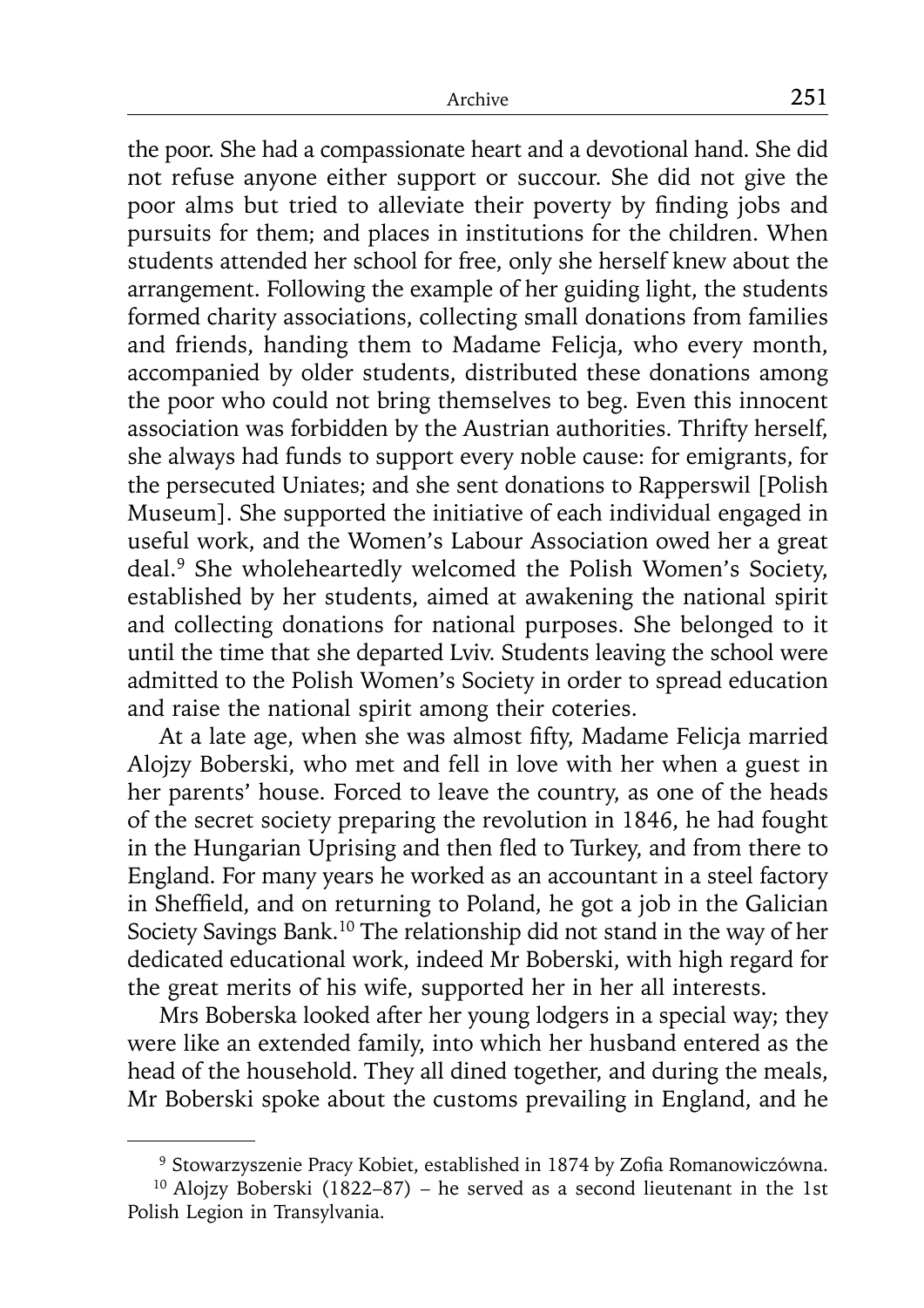the poor. She had a compassionate heart and a devotional hand. She did not refuse anyone either support or succour. She did not give the poor alms but tried to alleviate their poverty by finding jobs and pursuits for them; and places in institutions for the children. When students attended her school for free, only she herself knew about the arrangement. Following the example of her guiding light, the students formed charity associations, collecting small donations from families and friends, handing them to Madame Felicja, who every month, accompanied by older students, distributed these donations among the poor who could not bring themselves to beg. Even this innocent association was forbidden by the Austrian authorities. Thrifty herself, she always had funds to support every noble cause: for emigrants, for the persecuted Uniates; and she sent donations to Rapperswil [Polish Museum]. She supported the initiative of each individual engaged in useful work, and the Women's Labour Association owed her a great deal.[9] She wholeheartedly welcomed the Polish Women's Society, established by her students, aimed at awakening the national spirit and collecting donations for national purposes. She belonged to it until the time that she departed Lviv. Students leaving the school were admitted to the Polish Women's Society in order to spread education and raise the national spirit among their coteries.

At a late age, when she was almost fifty, Madame Felicja married Alojzy Boberski, who met and fell in love with her when a guest in her parents' house. Forced to leave the country, as one of the heads of the secret society preparing the revolution in 1846, he had fought in the Hungarian Uprising and then fled to Turkey, and from there to England. For many years he worked as an accountant in a steel factory in Sheffield, and on returning to Poland, he got a job in the Galician Society Savings Bank.[10] The relationship did not stand in the way of her dedicated educational work, indeed Mr Boberski, with high regard for the great merits of his wife, supported her in her all interests.

Mrs Boberska looked after her young lodgers in a special way; they were like an extended family, into which her husband entered as the head of the household. They all dined together, and during the meals, Mr Boberski spoke about the customs prevailing in England, and he

---

[9] Stowarzyszenie Pracy Kobiet, established in 1874 by Zofia Romanowiczówna.

[10] Alojzy Boberski (1822–87) – he served as a second lieutenant in the 1st Polish Legion in Transylvania.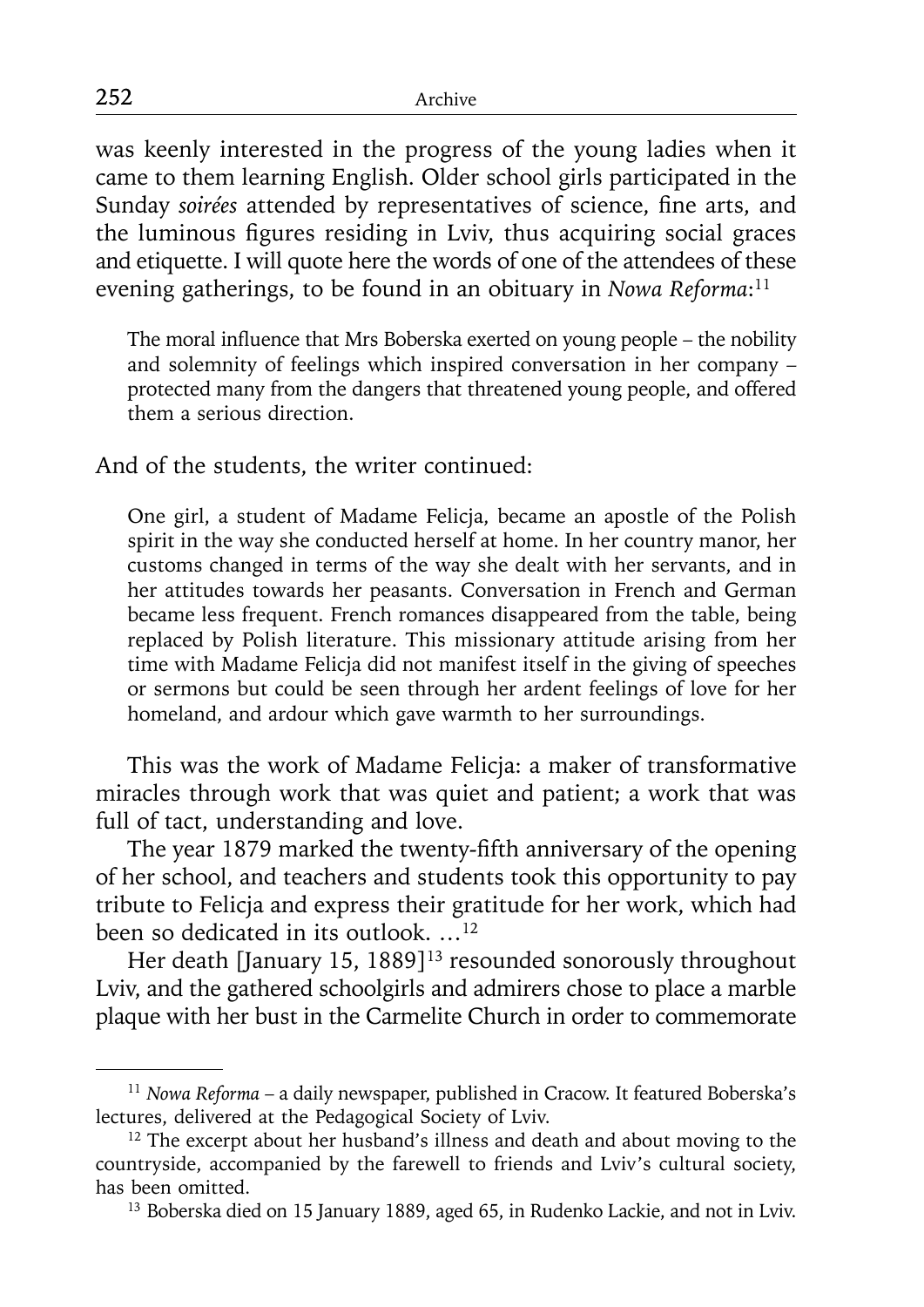was keenly interested in the progress of the young ladies when it came to them learning English. Older school girls participated in the Sunday *soirées* attended by representatives of science, fine arts, and the luminous figures residing in Lviv, thus acquiring social graces and etiquette. I will quote here the words of one of the attendees of these evening gatherings, to be found in an obituary in *Nowa Reforma*:[11]

> The moral influence that Mrs Boberska exerted on young people – the nobility and solemnity of feelings which inspired conversation in her company – protected many from the dangers that threatened young people, and offered them a serious direction.

And of the students, the writer continued:

> One girl, a student of Madame Felicja, became an apostle of the Polish spirit in the way she conducted herself at home. In her country manor, her customs changed in terms of the way she dealt with her servants, and in her attitudes towards her peasants. Conversation in French and German became less frequent. French romances disappeared from the table, being replaced by Polish literature. This missionary attitude arising from her time with Madame Felicja did not manifest itself in the giving of speeches or sermons but could be seen through her ardent feelings of love for her homeland, and ardour which gave warmth to her surroundings.

This was the work of Madame Felicja: a maker of transformative miracles through work that was quiet and patient; a work that was full of tact, understanding and love.

The year 1879 marked the twenty-fifth anniversary of the opening of her school, and teachers and students took this opportunity to pay tribute to Felicja and express their gratitude for her work, which had been so dedicated in its outlook. …[12]

Her death [January 15, 1889][13] resounded sonorously throughout Lviv, and the gathered schoolgirls and admirers chose to place a marble plaque with her bust in the Carmelite Church in order to commemorate

---

[11] *Nowa Reforma* – a daily newspaper, published in Cracow. It featured Boberska's lectures, delivered at the Pedagogical Society of Lviv.

[12] The excerpt about her husband's illness and death and about moving to the countryside, accompanied by the farewell to friends and Lviv's cultural society, has been omitted.

[13] Boberska died on 15 January 1889, aged 65, in Rudenko Lackie, and not in Lviv.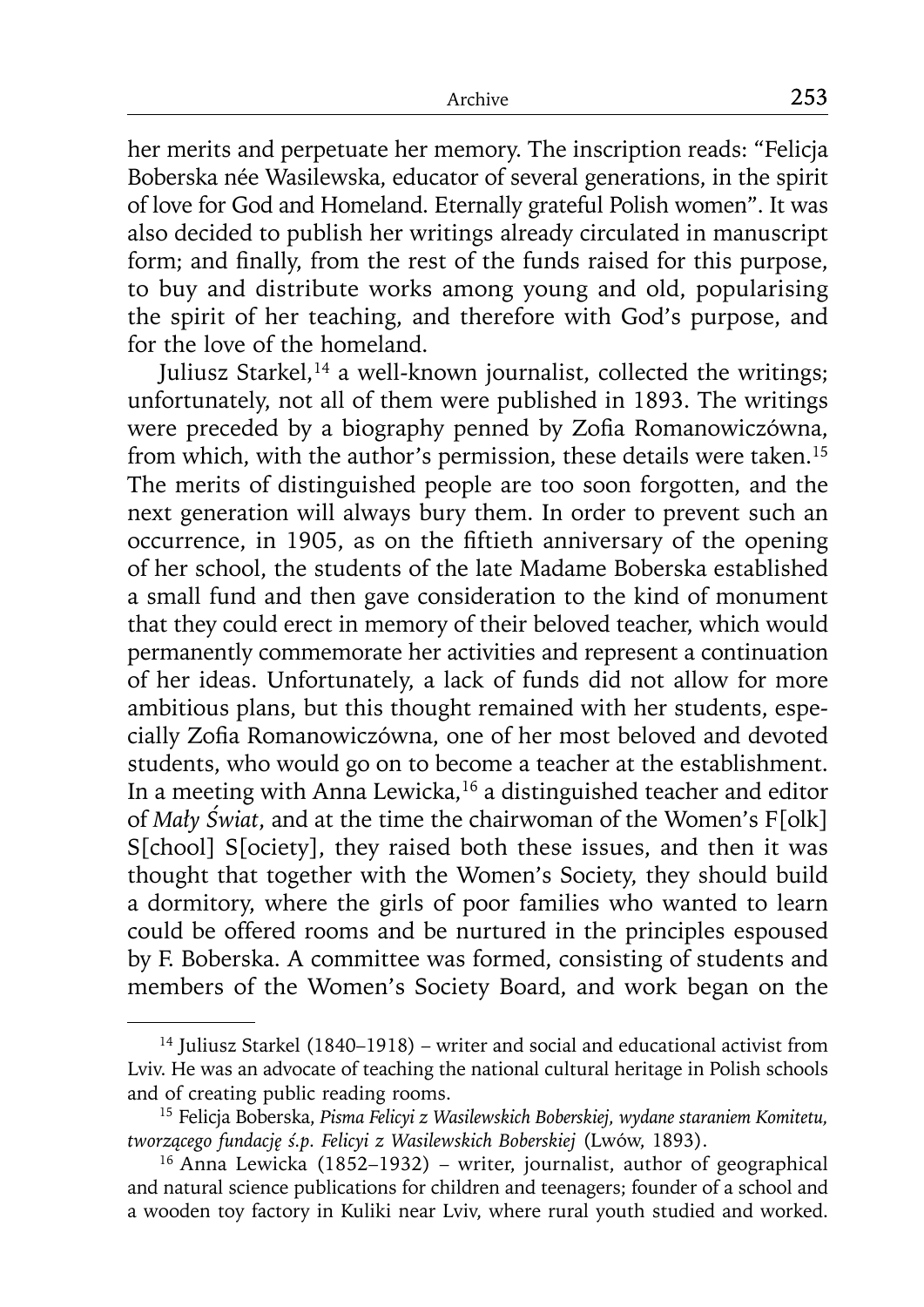her merits and perpetuate her memory. The inscription reads: "Felicja Boberska née Wasilewska, educator of several generations, in the spirit of love for God and Homeland. Eternally grateful Polish women". It was also decided to publish her writings already circulated in manuscript form; and finally, from the rest of the funds raised for this purpose, to buy and distribute works among young and old, popularising the spirit of her teaching, and therefore with God's purpose, and for the love of the homeland.

Juliusz Starkel,[14] a well-known journalist, collected the writings; unfortunately, not all of them were published in 1893. The writings were preceded by a biography penned by Zofia Romanowiczówna, from which, with the author's permission, these details were taken.[15] The merits of distinguished people are too soon forgotten, and the next generation will always bury them. In order to prevent such an occurrence, in 1905, as on the fiftieth anniversary of the opening of her school, the students of the late Madame Boberska established a small fund and then gave consideration to the kind of monument that they could erect in memory of their beloved teacher, which would permanently commemorate her activities and represent a continuation of her ideas. Unfortunately, a lack of funds did not allow for more ambitious plans, but this thought remained with her students, especially Zofia Romanowiczówna, one of her most beloved and devoted students, who would go on to become a teacher at the establishment. In a meeting with Anna Lewicka,[16] a distinguished teacher and editor of *Mały Świat*, and at the time the chairwoman of the Women's F[olk] S[chool] S[ociety], they raised both these issues, and then it was thought that together with the Women's Society, they should build a dormitory, where the girls of poor families who wanted to learn could be offered rooms and be nurtured in the principles espoused by F. Boberska. A committee was formed, consisting of students and members of the Women's Society Board, and work began on the

---

[14] Juliusz Starkel (1840–1918) – writer and social and educational activist from Lviv. He was an advocate of teaching the national cultural heritage in Polish schools and of creating public reading rooms.

[15] Felicja Boberska, *Pisma Felicyi z Wasilewskich Boberskiej, wydane staraniem Komitetu, tworzącego fundację ś.p. Felicyi z Wasilewskich Boberskiej* (Lwów, 1893).

[16] Anna Lewicka (1852–1932) – writer, journalist, author of geographical and natural science publications for children and teenagers; founder of a school and a wooden toy factory in Kuliki near Lviv, where rural youth studied and worked.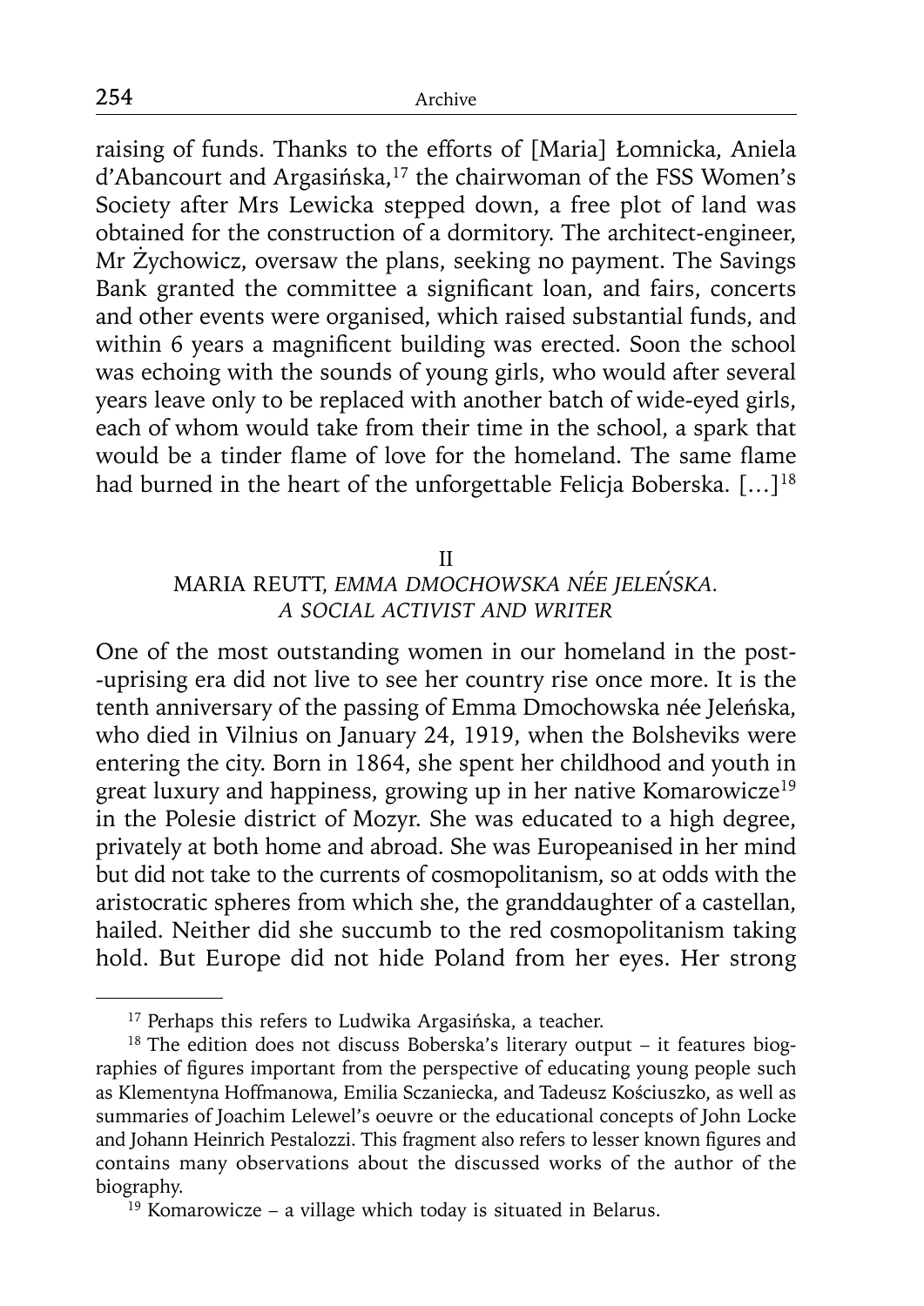raising of funds. Thanks to the efforts of [Maria] Łomnicka, Aniela d'Abancourt and Argasińska,[17] the chairwoman of the FSS Women's Society after Mrs Lewicka stepped down, a free plot of land was obtained for the construction of a dormitory. The architect-engineer, Mr Żychowicz, oversaw the plans, seeking no payment. The Savings Bank granted the committee a significant loan, and fairs, concerts and other events were organised, which raised substantial funds, and within 6 years a magnificent building was erected. Soon the school was echoing with the sounds of young girls, who would after several years leave only to be replaced with another batch of wide-eyed girls, each of whom would take from their time in the school, a spark that would be a tinder flame of love for the homeland. The same flame had burned in the heart of the unforgettable Felicja Boberska. […][18]

## II
## MARIA REUTT, *EMMA DMOCHOWSKA NÉE JELEŃSKA. A SOCIAL ACTIVIST AND WRITER*

One of the most outstanding women in our homeland in the post--uprising era did not live to see her country rise once more. It is the tenth anniversary of the passing of Emma Dmochowska née Jeleńska, who died in Vilnius on January 24, 1919, when the Bolsheviks were entering the city. Born in 1864, she spent her childhood and youth in great luxury and happiness, growing up in her native Komarowicze[19] in the Polesie district of Mozyr. She was educated to a high degree, privately at both home and abroad. She was Europeanised in her mind but did not take to the currents of cosmopolitanism, so at odds with the aristocratic spheres from which she, the granddaughter of a castellan, hailed. Neither did she succumb to the red cosmopolitanism taking hold. But Europe did not hide Poland from her eyes. Her strong

---

[17] Perhaps this refers to Ludwika Argasińska, a teacher.

[18] The edition does not discuss Boberska's literary output – it features biographies of figures important from the perspective of educating young people such as Klementyna Hoffmanowa, Emilia Sczaniecka, and Tadeusz Kościuszko, as well as summaries of Joachim Lelewel's oeuvre or the educational concepts of John Locke and Johann Heinrich Pestalozzi. This fragment also refers to lesser known figures and contains many observations about the discussed works of the author of the biography.

[19] Komarowicze – a village which today is situated in Belarus.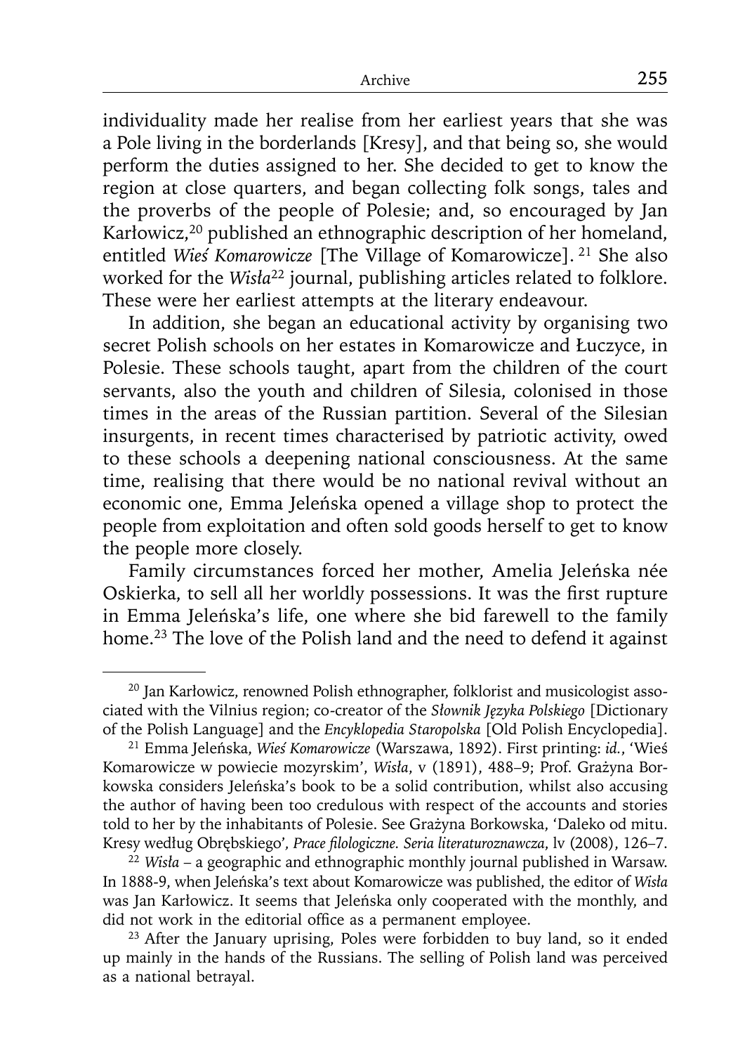individuality made her realise from her earliest years that she was a Pole living in the borderlands [Kresy], and that being so, she would perform the duties assigned to her. She decided to get to know the region at close quarters, and began collecting folk songs, tales and the proverbs of the people of Polesie; and, so encouraged by Jan Karłowicz,[20] published an ethnographic description of her homeland, entitled *Wieś Komarowicze* [The Village of Komarowicze]. [21] She also worked for the *Wisła*[22] journal, publishing articles related to folklore. These were her earliest attempts at the literary endeavour.

In addition, she began an educational activity by organising two secret Polish schools on her estates in Komarowicze and Łuczyce, in Polesie. These schools taught, apart from the children of the court servants, also the youth and children of Silesia, colonised in those times in the areas of the Russian partition. Several of the Silesian insurgents, in recent times characterised by patriotic activity, owed to these schools a deepening national consciousness. At the same time, realising that there would be no national revival without an economic one, Emma Jeleńska opened a village shop to protect the people from exploitation and often sold goods herself to get to know the people more closely.

Family circumstances forced her mother, Amelia Jeleńska née Oskierka, to sell all her worldly possessions. It was the first rupture in Emma Jeleńska's life, one where she bid farewell to the family home.[23] The love of the Polish land and the need to defend it against

---

[20] Jan Karłowicz, renowned Polish ethnographer, folklorist and musicologist associated with the Vilnius region; co-creator of the *Słownik Języka Polskiego* [Dictionary of the Polish Language] and the *Encyklopedia Staropolska* [Old Polish Encyclopedia].

[21] Emma Jeleńska, *Wieś Komarowicze* (Warszawa, 1892). First printing: *id.*, 'Wieś Komarowicze w powiecie mozyrskim', *Wisła*, v (1891), 488–9; Prof. Grażyna Borkowska considers Jeleńska's book to be a solid contribution, whilst also accusing the author of having been too credulous with respect of the accounts and stories told to her by the inhabitants of Polesie. See Grażyna Borkowska, 'Daleko od mitu. Kresy według Obrębskiego', *Prace filologiczne. Seria literaturoznawcza*, lv (2008), 126–7.

[22] *Wisła* – a geographic and ethnographic monthly journal published in Warsaw. In 1888-9, when Jeleńska's text about Komarowicze was published, the editor of *Wisła* was Jan Karłowicz. It seems that Jeleńska only cooperated with the monthly, and did not work in the editorial office as a permanent employee.

[23] After the January uprising, Poles were forbidden to buy land, so it ended up mainly in the hands of the Russians. The selling of Polish land was perceived as a national betrayal.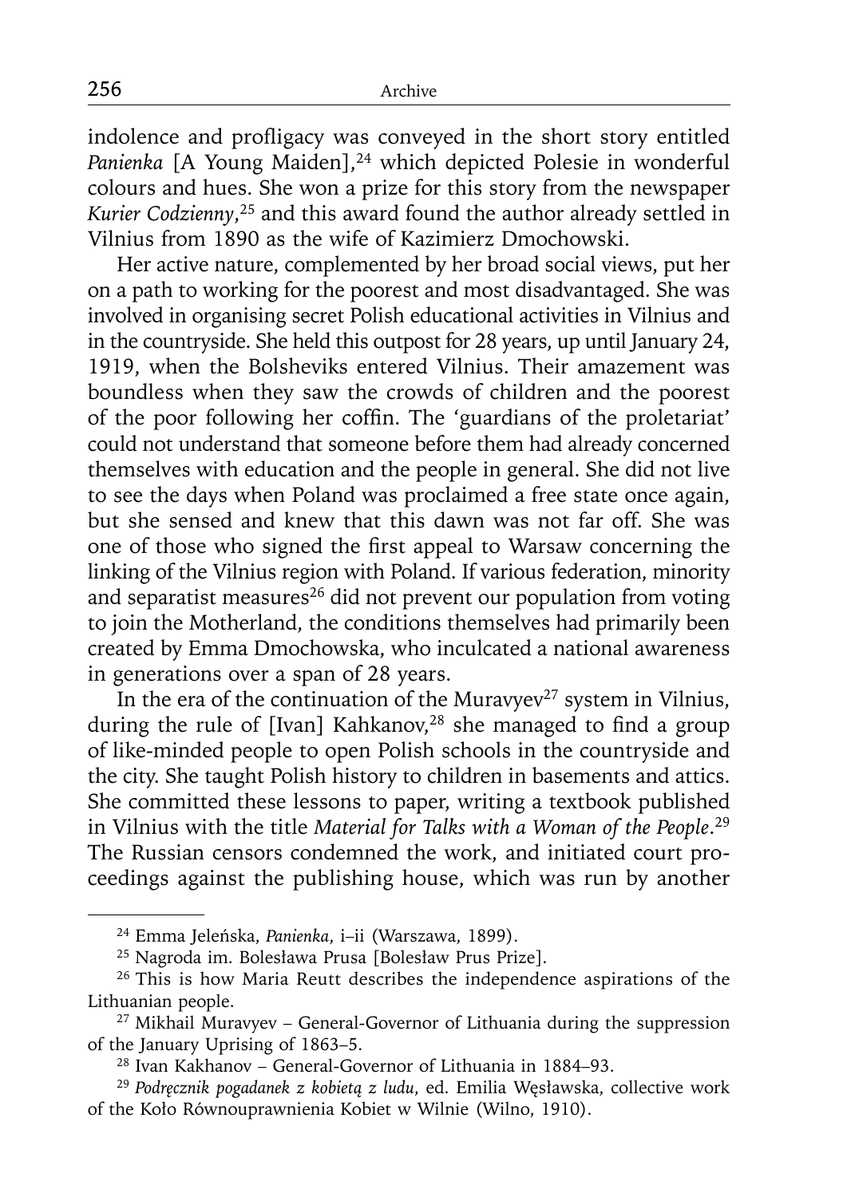indolence and profligacy was conveyed in the short story entitled *Panienka* [A Young Maiden],[24] which depicted Polesie in wonderful colours and hues. She won a prize for this story from the newspaper *Kurier Codzienny*,[25] and this award found the author already settled in Vilnius from 1890 as the wife of Kazimierz Dmochowski.

Her active nature, complemented by her broad social views, put her on a path to working for the poorest and most disadvantaged. She was involved in organising secret Polish educational activities in Vilnius and in the countryside. She held this outpost for 28 years, up until January 24, 1919, when the Bolsheviks entered Vilnius. Their amazement was boundless when they saw the crowds of children and the poorest of the poor following her coffin. The 'guardians of the proletariat' could not understand that someone before them had already concerned themselves with education and the people in general. She did not live to see the days when Poland was proclaimed a free state once again, but she sensed and knew that this dawn was not far off. She was one of those who signed the first appeal to Warsaw concerning the linking of the Vilnius region with Poland. If various federation, minority and separatist measures[26] did not prevent our population from voting to join the Motherland, the conditions themselves had primarily been created by Emma Dmochowska, who inculcated a national awareness in generations over a span of 28 years.

In the era of the continuation of the Muravyev[27] system in Vilnius, during the rule of [Ivan] Kahkanov,[28] she managed to find a group of like-minded people to open Polish schools in the countryside and the city. She taught Polish history to children in basements and attics. She committed these lessons to paper, writing a textbook published in Vilnius with the title *Material for Talks with a Woman of the People*.[29] The Russian censors condemned the work, and initiated court proceedings against the publishing house, which was run by another

---

[24] Emma Jeleńska, *Panienka*, i–ii (Warszawa, 1899).

[25] Nagroda im. Bolesława Prusa [Bolesław Prus Prize].

[26] This is how Maria Reutt describes the independence aspirations of the Lithuanian people.

[27] Mikhail Muravyev – General-Governor of Lithuania during the suppression of the January Uprising of 1863–5.

[28] Ivan Kakhanov – General-Governor of Lithuania in 1884–93.

[29] *Podręcznik pogadanek z kobietą z ludu*, ed. Emilia Węsławska, collective work of the Koło Równouprawnienia Kobiet w Wilnie (Wilno, 1910).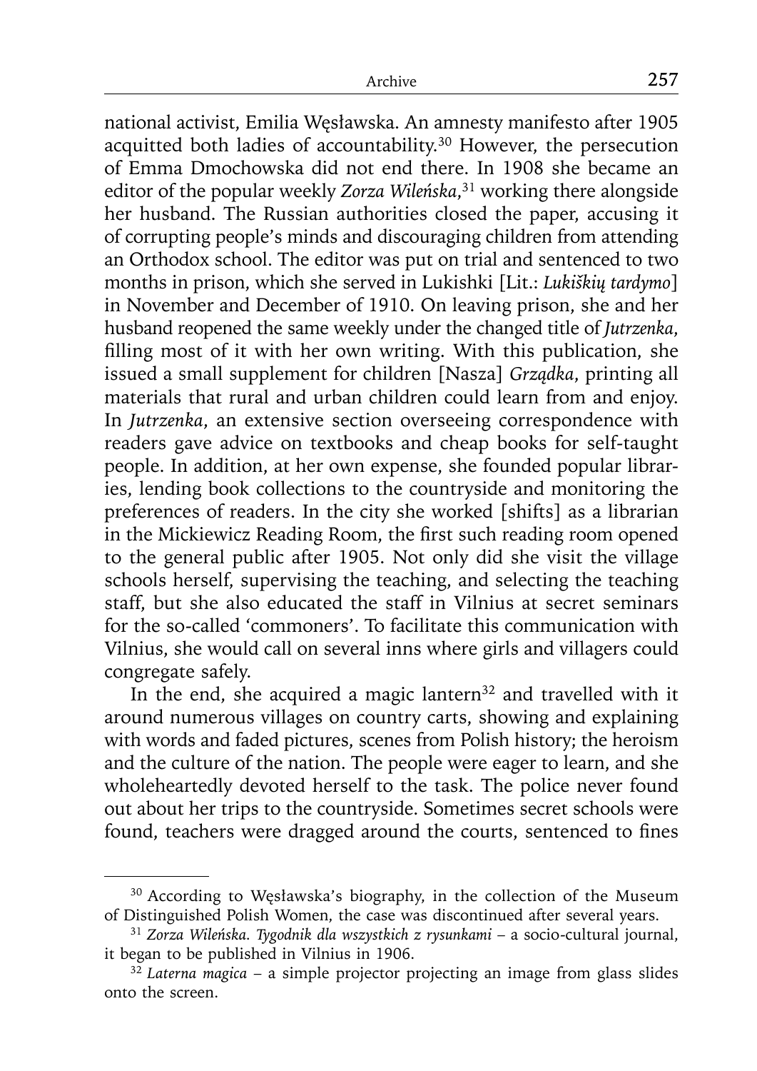national activist, Emilia Węsławska. An amnesty manifesto after 1905 acquitted both ladies of accountability.[30] However, the persecution of Emma Dmochowska did not end there. In 1908 she became an editor of the popular weekly *Zorza Wileńska*,[31] working there alongside her husband. The Russian authorities closed the paper, accusing it of corrupting people's minds and discouraging children from attending an Orthodox school. The editor was put on trial and sentenced to two months in prison, which she served in Lukishki [Lit.: *Lukiškių tardymo*] in November and December of 1910. On leaving prison, she and her husband reopened the same weekly under the changed title of *Jutrzenka*, filling most of it with her own writing. With this publication, she issued a small supplement for children [Nasza] *Grządka*, printing all materials that rural and urban children could learn from and enjoy. In *Jutrzenka*, an extensive section overseeing correspondence with readers gave advice on textbooks and cheap books for self-taught people. In addition, at her own expense, she founded popular libraries, lending book collections to the countryside and monitoring the preferences of readers. In the city she worked [shifts] as a librarian in the Mickiewicz Reading Room, the first such reading room opened to the general public after 1905. Not only did she visit the village schools herself, supervising the teaching, and selecting the teaching staff, but she also educated the staff in Vilnius at secret seminars for the so-called 'commoners'. To facilitate this communication with Vilnius, she would call on several inns where girls and villagers could congregate safely.

In the end, she acquired a magic lantern[32] and travelled with it around numerous villages on country carts, showing and explaining with words and faded pictures, scenes from Polish history; the heroism and the culture of the nation. The people were eager to learn, and she wholeheartedly devoted herself to the task. The police never found out about her trips to the countryside. Sometimes secret schools were found, teachers were dragged around the courts, sentenced to fines

---

[30] According to Węsławska's biography, in the collection of the Museum of Distinguished Polish Women, the case was discontinued after several years.

[31] *Zorza Wileńska. Tygodnik dla wszystkich z rysunkami* – a socio-cultural journal, it began to be published in Vilnius in 1906.

[32] *Laterna magica* – a simple projector projecting an image from glass slides onto the screen.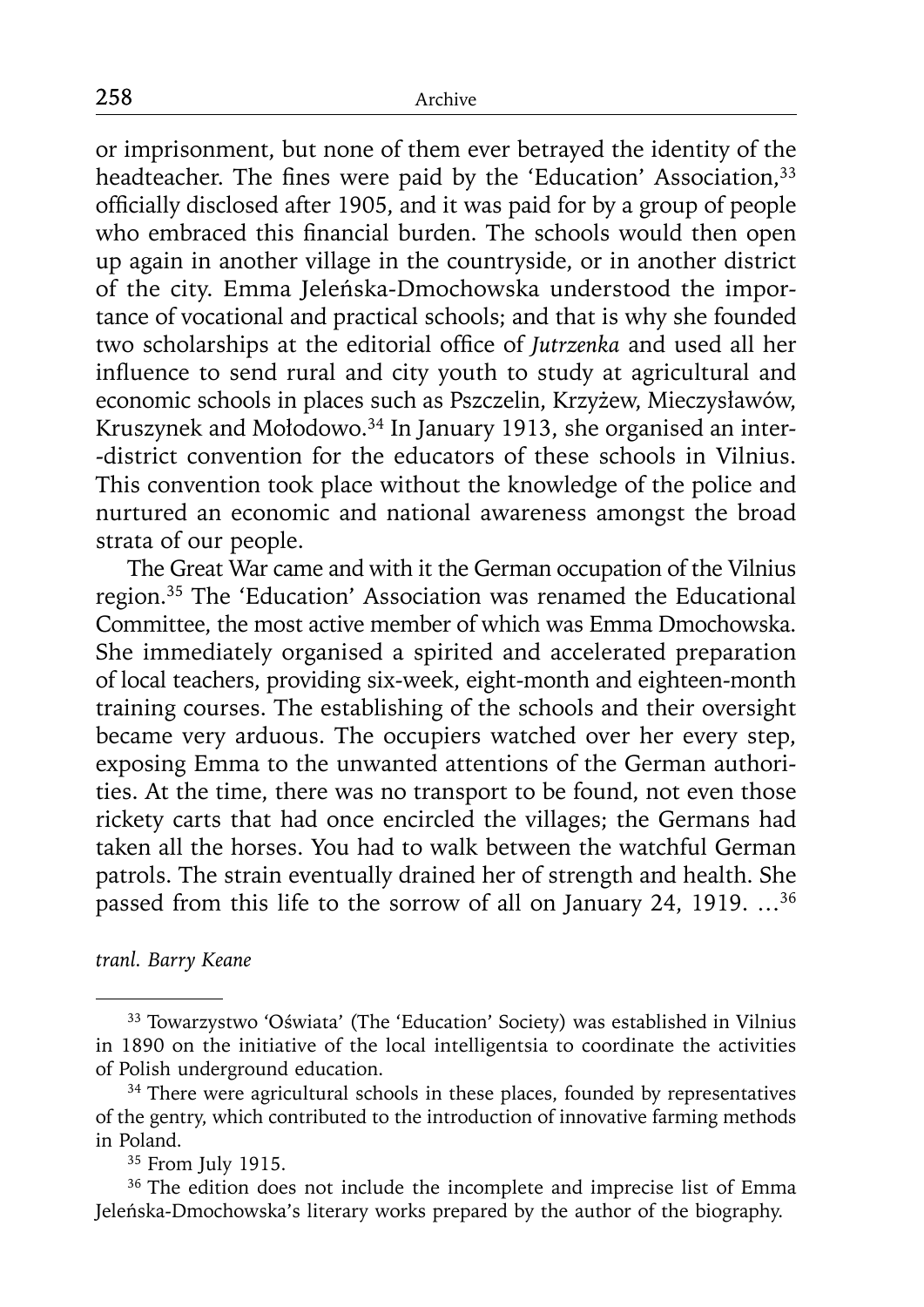or imprisonment, but none of them ever betrayed the identity of the headteacher. The fines were paid by the 'Education' Association,[33] officially disclosed after 1905, and it was paid for by a group of people who embraced this financial burden. The schools would then open up again in another village in the countryside, or in another district of the city. Emma Jeleńska-Dmochowska understood the importance of vocational and practical schools; and that is why she founded two scholarships at the editorial office of *Jutrzenka* and used all her influence to send rural and city youth to study at agricultural and economic schools in places such as Pszczelin, Krzyżew, Mieczysławów, Kruszynek and Mołodowo.[34] In January 1913, she organised an inter-district convention for the educators of these schools in Vilnius. This convention took place without the knowledge of the police and nurtured an economic and national awareness amongst the broad strata of our people.

The Great War came and with it the German occupation of the Vilnius region.[35] The 'Education' Association was renamed the Educational Committee, the most active member of which was Emma Dmochowska. She immediately organised a spirited and accelerated preparation of local teachers, providing six-week, eight-month and eighteen-month training courses. The establishing of the schools and their oversight became very arduous. The occupiers watched over her every step, exposing Emma to the unwanted attentions of the German authorities. At the time, there was no transport to be found, not even those rickety carts that had once encircled the villages; the Germans had taken all the horses. You had to walk between the watchful German patrols. The strain eventually drained her of strength and health. She passed from this life to the sorrow of all on January 24, 1919. …[36]

*tranl. Barry Keane*

---

[33] Towarzystwo 'Oświata' (The 'Education' Society) was established in Vilnius in 1890 on the initiative of the local intelligentsia to coordinate the activities of Polish underground education.

[34] There were agricultural schools in these places, founded by representatives of the gentry, which contributed to the introduction of innovative farming methods in Poland.

[35] From July 1915.

[36] The edition does not include the incomplete and imprecise list of Emma Jeleńska-Dmochowska's literary works prepared by the author of the biography.